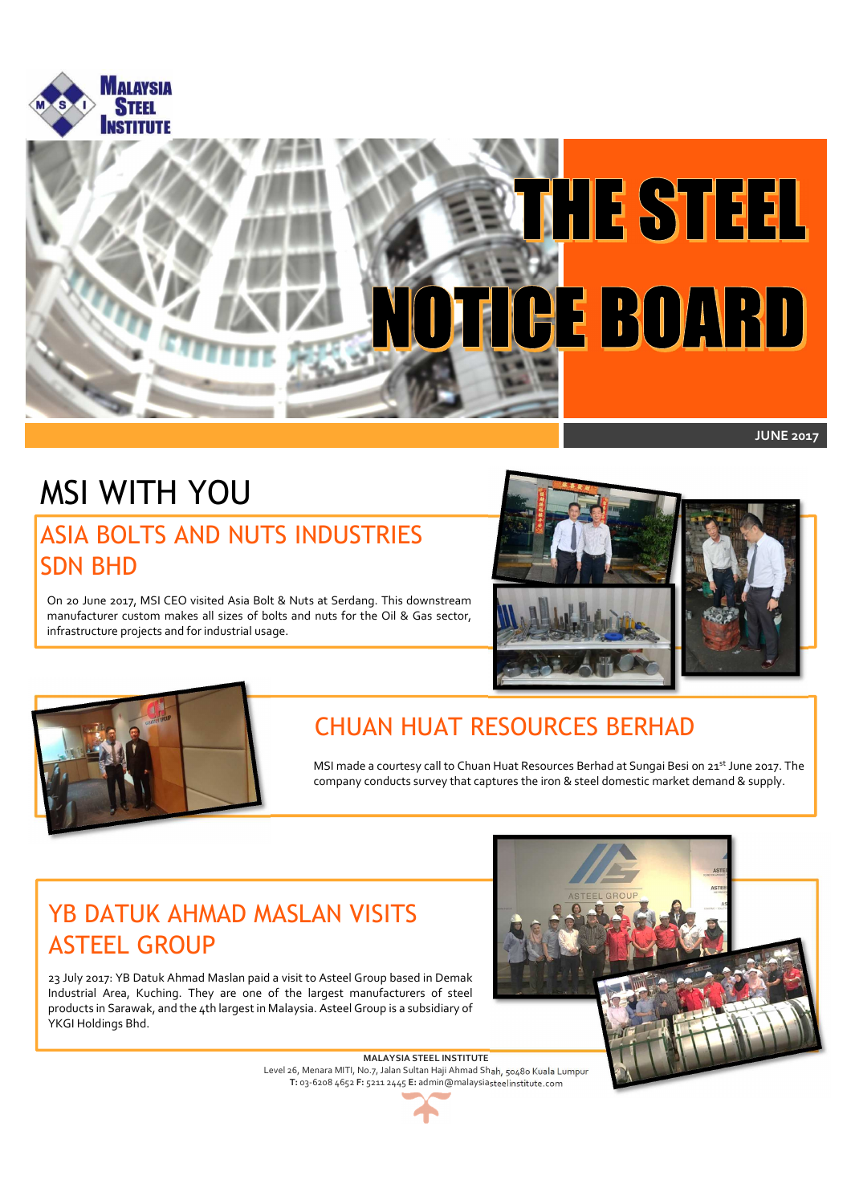# THE STEEL NOTICE BOARD

**JUNE 2017**

## MSI WITH YOU

### ASIA BOLTS AND NUTS INDUSTRIES SDN BHD

On 20 June 2017, MSI CEO visited Asia Bolt & Nuts at Serdang. This downstream manufacturer custom makes all sizes of bolts and nuts for the Oil & Gas sector, infrastructure projects and for industrial usage.

### CHUAN HUAT RESOURCES BERHAD

MSI made a courtesy call to Chuan Huat Resources Berhad at Sungai Besi on 21st June 2017. The company conducts survey that captures the iron & steel domestic market demand & supply.

### YB DATUK AHMAD MASLAN VISITS ASTEEL GROUP

23 July 2017: YB Datuk Ahmad Maslan paid a visit to Asteel Group based in Demak Industrial Area, Kuching. They are one of the largest manufacturers of steel products in Sarawak, and the 4th largest in Malaysia. Asteel Group is a subsidiary of YKGI Holdings Bhd.

**MALAYSIA STEEL INSTITUTE**
Level 26, Menara MITI, No.7, Jalan Sultan Haji Ahmad Shah, 50480 Kuala Lumpur
**T:** 03-6208 4652 **F:** 5211 2445 **E:** admin@malaysiasteelinstitute.com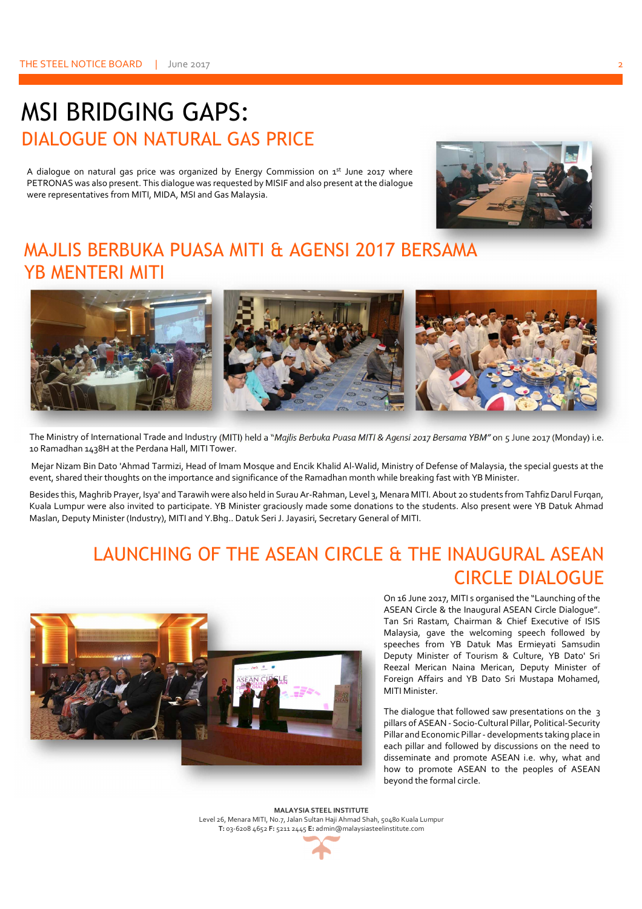# MSI BRIDGING GAPS:

## DIALOGUE ON NATURAL GAS PRICE

A dialogue on natural gas price was organized by Energy Commission on 1st June 2017 where PETRONAS was also present. This dialogue was requested by MISIF and also present at the dialogue were representatives from MITI, MIDA, MSI and Gas Malaysia.

## MAJLIS BERBUKA PUASA MITI & AGENSI 2017 BERSAMA YB MENTERI MITI

The Ministry of International Trade and Industry (MITI) held a "*Majlis Berbuka Puasa MITI & Agensi 2017 Bersama YBM*" on 5 June 2017 (Monday) i.e. 10 Ramadhan 1438H at the Perdana Hall, MITI Tower.

Mejar Nizam Bin Dato 'Ahmad Tarmizi, Head of Imam Mosque and Encik Khalid Al-Walid, Ministry of Defense of Malaysia, the special guests at the event, shared their thoughts on the importance and significance of the Ramadhan month while breaking fast with YB Minister.

Besides this, Maghrib Prayer, Isya' and Tarawih were also held in Surau Ar-Rahman, Level 3, Menara MITI. About 20 students from Tahfiz Darul Furqan, Kuala Lumpur were also invited to participate. YB Minister graciously made some donations to the students. Also present were YB Datuk Ahmad Maslan, Deputy Minister (Industry), MITI and Y.Bhg.. Datuk Seri J. Jayasiri, Secretary General of MITI.

## LAUNCHING OF THE ASEAN CIRCLE & THE INAUGURAL ASEAN CIRCLE DIALOGUE

On 16 June 2017, MITI s organised the "Launching of the ASEAN Circle & the Inaugural ASEAN Circle Dialogue". Tan Sri Rastam, Chairman & Chief Executive of ISIS Malaysia, gave the welcoming speech followed by speeches from YB Datuk Mas Ermieyati Samsudin Deputy Minister of Tourism & Culture, YB Dato' Sri Reezal Merican Naina Merican, Deputy Minister of Foreign Affairs and YB Dato Sri Mustapa Mohamed, MITI Minister.

The dialogue that followed saw presentations on the 3 pillars of ASEAN - Socio-Cultural Pillar, Political-Security Pillar and Economic Pillar - developments taking place in each pillar and followed by discussions on the need to disseminate and promote ASEAN i.e. why, what and how to promote ASEAN to the peoples of ASEAN beyond the formal circle.

**MALAYSIA STEEL INSTITUTE**
Level 26, Menara MITI, No.7, Jalan Sultan Haji Ahmad Shah, 50480 Kuala Lumpur
**T:** 03-6208 4652 **F:** 5211 2445 **E:** admin@malaysiasteelinstitute.com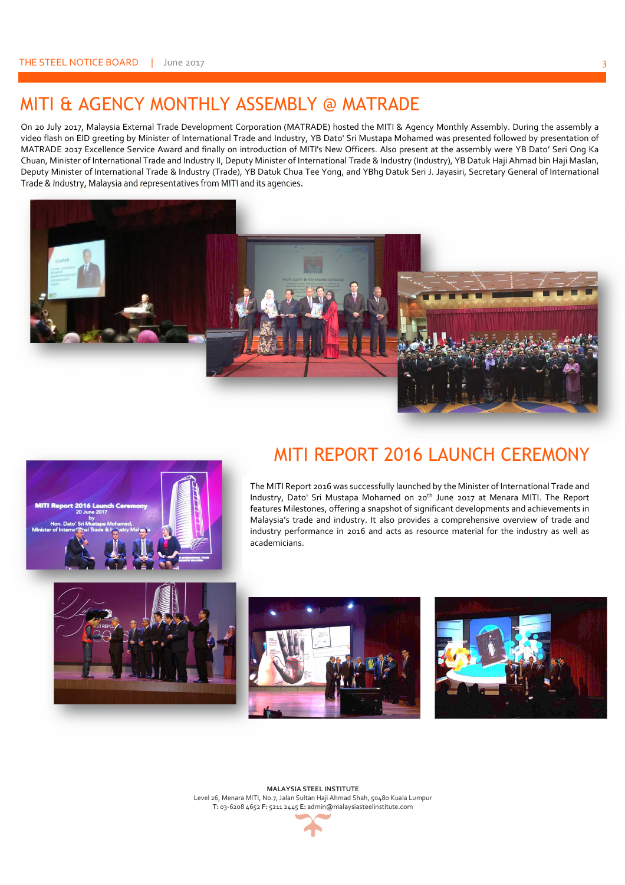# MITI & AGENCY MONTHLY ASSEMBLY @ MATRADE

On 20 July 2017, Malaysia External Trade Development Corporation (MATRADE) hosted the MITI & Agency Monthly Assembly. During the assembly a video flash on EID greeting by Minister of International Trade and Industry, YB Dato' Sri Mustapa Mohamed was presented followed by presentation of MATRADE 2017 Excellence Service Award and finally on introduction of MITI's New Officers. Also present at the assembly were YB Dato' Seri Ong Ka Chuan, Minister of International Trade and Industry II, Deputy Minister of International Trade & Industry (Industry), YB Datuk Haji Ahmad bin Haji Maslan, Deputy Minister of International Trade & Industry (Trade), YB Datuk Chua Tee Yong, and YBhg Datuk Seri J. Jayasiri, Secretary General of International Trade & Industry, Malaysia and representatives from MITI and its agencies.

# MITI REPORT 2016 LAUNCH CEREMONY

The MITI Report 2016 was successfully launched by the Minister of International Trade and Industry, Dato' Sri Mustapa Mohamed on 20th June 2017 at Menara MITI. The Report features Milestones, offering a snapshot of significant developments and achievements in Malaysia's trade and industry. It also provides a comprehensive overview of trade and industry performance in 2016 and acts as resource material for the industry as well as academicians.

**MALAYSIA STEEL INSTITUTE**
Level 26, Menara MITI, No.7, Jalan Sultan Haji Ahmad Shah, 50480 Kuala Lumpur
**T:** 03-6208 4652 **F:** 5211 2445 **E:** admin@malaysiasteelinstitute.com